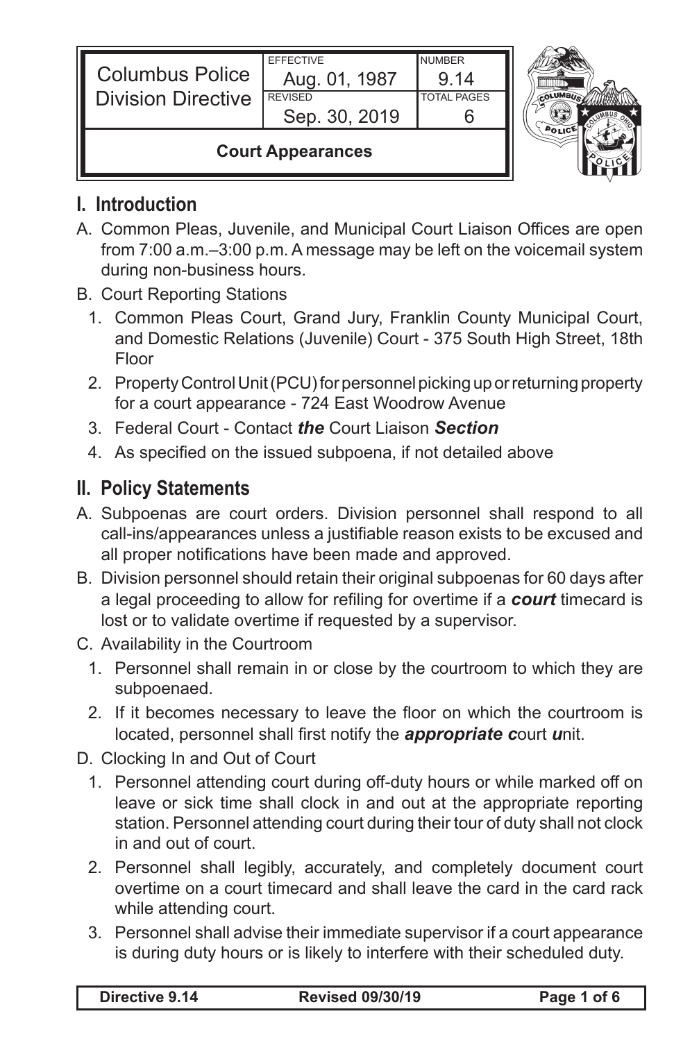| Columbus Police Division Directive | EFFECTIVE Aug. 01, 1987 | NUMBER 9.14 |
| --- | --- | --- |
| | REVISED Sep. 30, 2019 | TOTAL PAGES 6 |
| **Court Appearances** | | |

## I. Introduction

A. Common Pleas, Juvenile, and Municipal Court Liaison Offices are open from 7:00 a.m.–3:00 p.m. A message may be left on the voicemail system during non-business hours.

B. Court Reporting Stations

1. Common Pleas Court, Grand Jury, Franklin County Municipal Court, and Domestic Relations (Juvenile) Court - 375 South High Street, 18th Floor
2. Property Control Unit (PCU) for personnel picking up or returning property for a court appearance - 724 East Woodrow Avenue
3. Federal Court - Contact ***the*** Court Liaison ***Section***
4. As specified on the issued subpoena, if not detailed above

## II. Policy Statements

A. Subpoenas are court orders. Division personnel shall respond to all call-ins/appearances unless a justifiable reason exists to be excused and all proper notifications have been made and approved.

B. Division personnel should retain their original subpoenas for 60 days after a legal proceeding to allow for refiling for overtime if a ***court*** timecard is lost or to validate overtime if requested by a supervisor.

C. Availability in the Courtroom

1. Personnel shall remain in or close by the courtroom to which they are subpoenaed.
2. If it becomes necessary to leave the floor on which the courtroom is located, personnel shall first notify the ***appropriate c***ourt ***u***nit.

D. Clocking In and Out of Court

1. Personnel attending court during off-duty hours or while marked off on leave or sick time shall clock in and out at the appropriate reporting station. Personnel attending court during their tour of duty shall not clock in and out of court.
2. Personnel shall legibly, accurately, and completely document court overtime on a court timecard and shall leave the card in the card rack while attending court.
3. Personnel shall advise their immediate supervisor if a court appearance is during duty hours or is likely to interfere with their scheduled duty.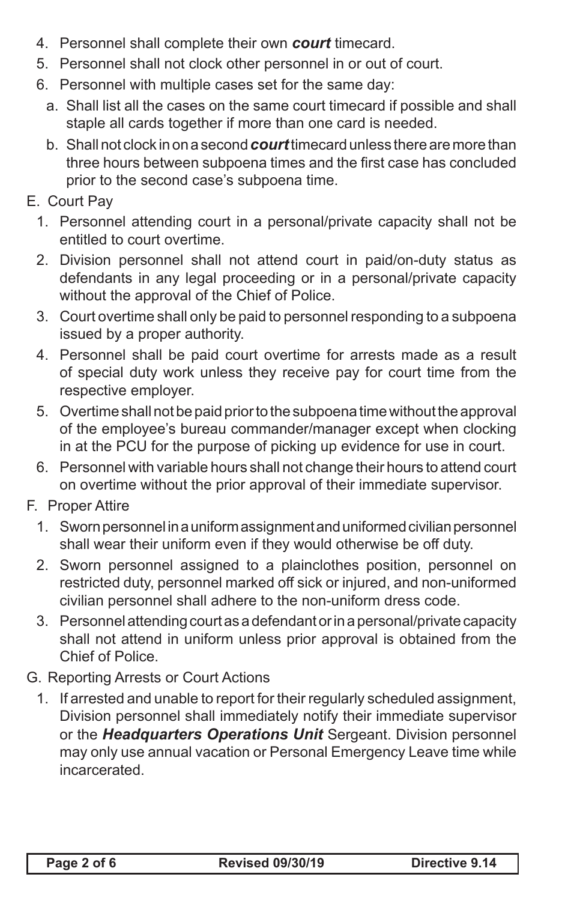4. Personnel shall complete their own ***court*** timecard.
5. Personnel shall not clock other personnel in or out of court.
6. Personnel with multiple cases set for the same day:
   a. Shall list all the cases on the same court timecard if possible and shall staple all cards together if more than one card is needed.
   b. Shall not clock in on a second ***court*** timecard unless there are more than three hours between subpoena times and the first case has concluded prior to the second case's subpoena time.

E. Court Pay
   1. Personnel attending court in a personal/private capacity shall not be entitled to court overtime.
   2. Division personnel shall not attend court in paid/on-duty status as defendants in any legal proceeding or in a personal/private capacity without the approval of the Chief of Police.
   3. Court overtime shall only be paid to personnel responding to a subpoena issued by a proper authority.
   4. Personnel shall be paid court overtime for arrests made as a result of special duty work unless they receive pay for court time from the respective employer.
   5. Overtime shall not be paid prior to the subpoena time without the approval of the employee's bureau commander/manager except when clocking in at the PCU for the purpose of picking up evidence for use in court.
   6. Personnel with variable hours shall not change their hours to attend court on overtime without the prior approval of their immediate supervisor.

F. Proper Attire
   1. Sworn personnel in a uniform assignment and uniformed civilian personnel shall wear their uniform even if they would otherwise be off duty.
   2. Sworn personnel assigned to a plainclothes position, personnel on restricted duty, personnel marked off sick or injured, and non-uniformed civilian personnel shall adhere to the non-uniform dress code.
   3. Personnel attending court as a defendant or in a personal/private capacity shall not attend in uniform unless prior approval is obtained from the Chief of Police.

G. Reporting Arrests or Court Actions
   1. If arrested and unable to report for their regularly scheduled assignment, Division personnel shall immediately notify their immediate supervisor or the ***Headquarters Operations Unit*** Sergeant. Division personnel may only use annual vacation or Personal Emergency Leave time while incarcerated.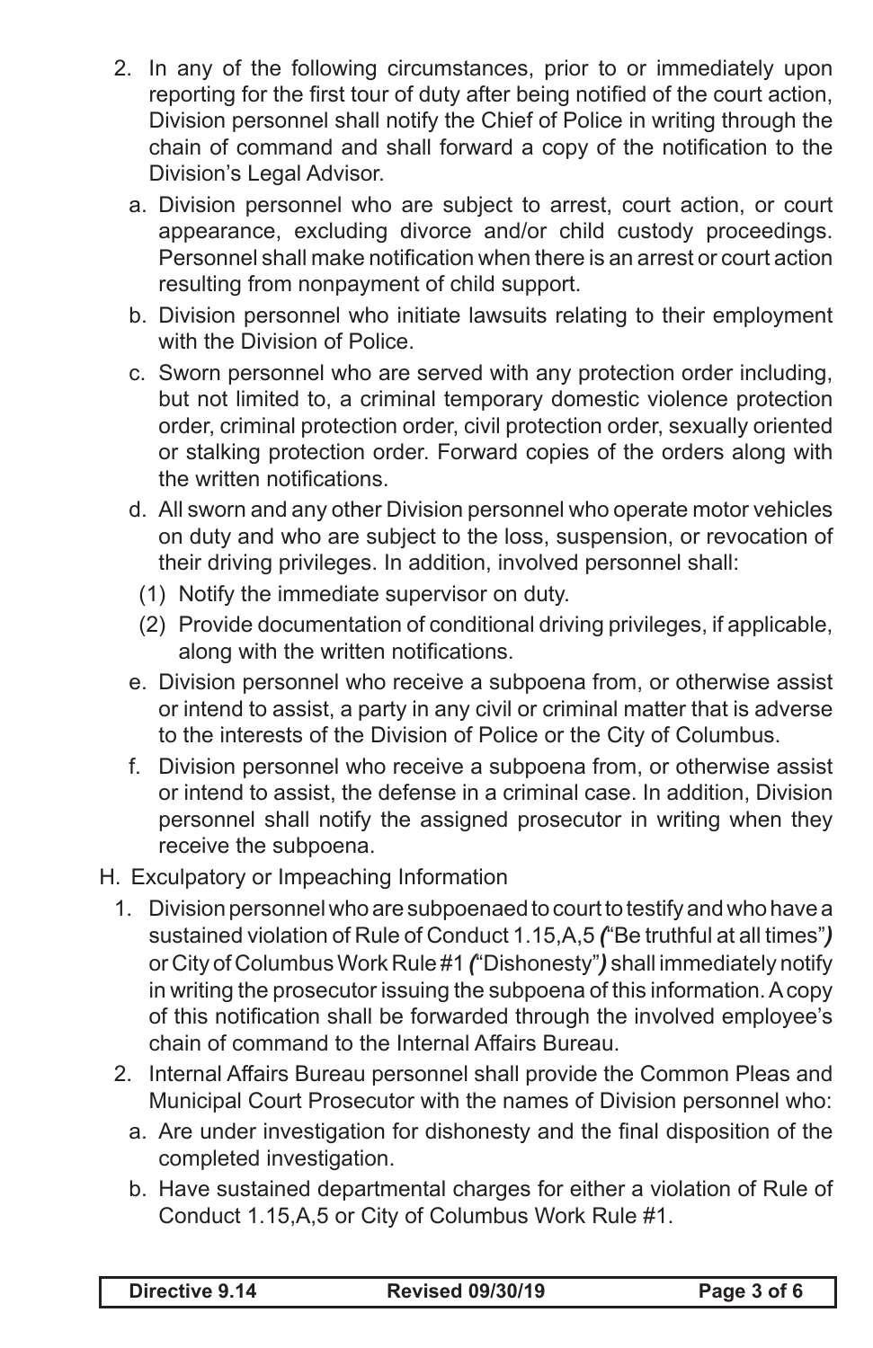2. In any of the following circumstances, prior to or immediately upon reporting for the first tour of duty after being notified of the court action, Division personnel shall notify the Chief of Police in writing through the chain of command and shall forward a copy of the notification to the Division's Legal Advisor.
   a. Division personnel who are subject to arrest, court action, or court appearance, excluding divorce and/or child custody proceedings. Personnel shall make notification when there is an arrest or court action resulting from nonpayment of child support.
   b. Division personnel who initiate lawsuits relating to their employment with the Division of Police.
   c. Sworn personnel who are served with any protection order including, but not limited to, a criminal temporary domestic violence protection order, criminal protection order, civil protection order, sexually oriented or stalking protection order. Forward copies of the orders along with the written notifications.
   d. All sworn and any other Division personnel who operate motor vehicles on duty and who are subject to the loss, suspension, or revocation of their driving privileges. In addition, involved personnel shall:
      (1) Notify the immediate supervisor on duty.
      (2) Provide documentation of conditional driving privileges, if applicable, along with the written notifications.
   e. Division personnel who receive a subpoena from, or otherwise assist or intend to assist, a party in any civil or criminal matter that is adverse to the interests of the Division of Police or the City of Columbus.
   f. Division personnel who receive a subpoena from, or otherwise assist or intend to assist, the defense in a criminal case. In addition, Division personnel shall notify the assigned prosecutor in writing when they receive the subpoena.

H. Exculpatory or Impeaching Information
   1. Division personnel who are subpoenaed to court to testify and who have a sustained violation of Rule of Conduct 1.15,A,5 *(*"Be truthful at all times"*)* or City of Columbus Work Rule #1 *(*"Dishonesty"*)* shall immediately notify in writing the prosecutor issuing the subpoena of this information. A copy of this notification shall be forwarded through the involved employee's chain of command to the Internal Affairs Bureau.
   2. Internal Affairs Bureau personnel shall provide the Common Pleas and Municipal Court Prosecutor with the names of Division personnel who:
      a. Are under investigation for dishonesty and the final disposition of the completed investigation.
      b. Have sustained departmental charges for either a violation of Rule of Conduct 1.15,A,5 or City of Columbus Work Rule #1.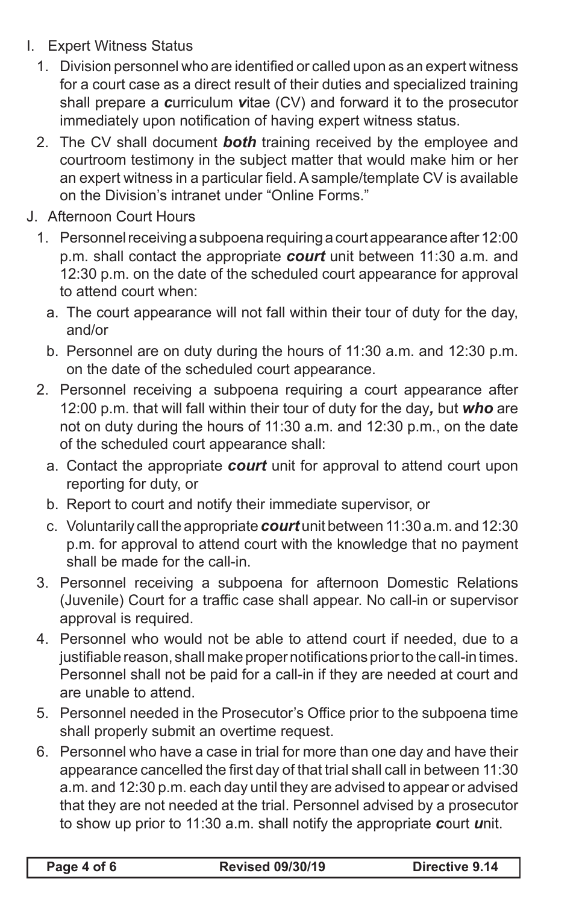I. Expert Witness Status

1. Division personnel who are identified or called upon as an expert witness for a court case as a direct result of their duties and specialized training shall prepare a ***c***urriculum ***v***itae (CV) and forward it to the prosecutor immediately upon notification of having expert witness status.
2. The CV shall document ***both*** training received by the employee and courtroom testimony in the subject matter that would make him or her an expert witness in a particular field. A sample/template CV is available on the Division's intranet under "Online Forms."

J. Afternoon Court Hours

1. Personnel receiving a subpoena requiring a court appearance after 12:00 p.m. shall contact the appropriate ***court*** unit between 11:30 a.m. and 12:30 p.m. on the date of the scheduled court appearance for approval to attend court when:
   a. The court appearance will not fall within their tour of duty for the day, and/or
   b. Personnel are on duty during the hours of 11:30 a.m. and 12:30 p.m. on the date of the scheduled court appearance.
2. Personnel receiving a subpoena requiring a court appearance after 12:00 p.m. that will fall within their tour of duty for the day***,*** but ***who*** are not on duty during the hours of 11:30 a.m. and 12:30 p.m., on the date of the scheduled court appearance shall:
   a. Contact the appropriate ***court*** unit for approval to attend court upon reporting for duty, or
   b. Report to court and notify their immediate supervisor, or
   c. Voluntarily call the appropriate ***court*** unit between 11:30 a.m. and 12:30 p.m. for approval to attend court with the knowledge that no payment shall be made for the call-in.
3. Personnel receiving a subpoena for afternoon Domestic Relations (Juvenile) Court for a traffic case shall appear. No call-in or supervisor approval is required.
4. Personnel who would not be able to attend court if needed, due to a justifiable reason, shall make proper notifications prior to the call-in times. Personnel shall not be paid for a call-in if they are needed at court and are unable to attend.
5. Personnel needed in the Prosecutor's Office prior to the subpoena time shall properly submit an overtime request.
6. Personnel who have a case in trial for more than one day and have their appearance cancelled the first day of that trial shall call in between 11:30 a.m. and 12:30 p.m. each day until they are advised to appear or advised that they are not needed at the trial. Personnel advised by a prosecutor to show up prior to 11:30 a.m. shall notify the appropriate ***c***ourt ***u***nit.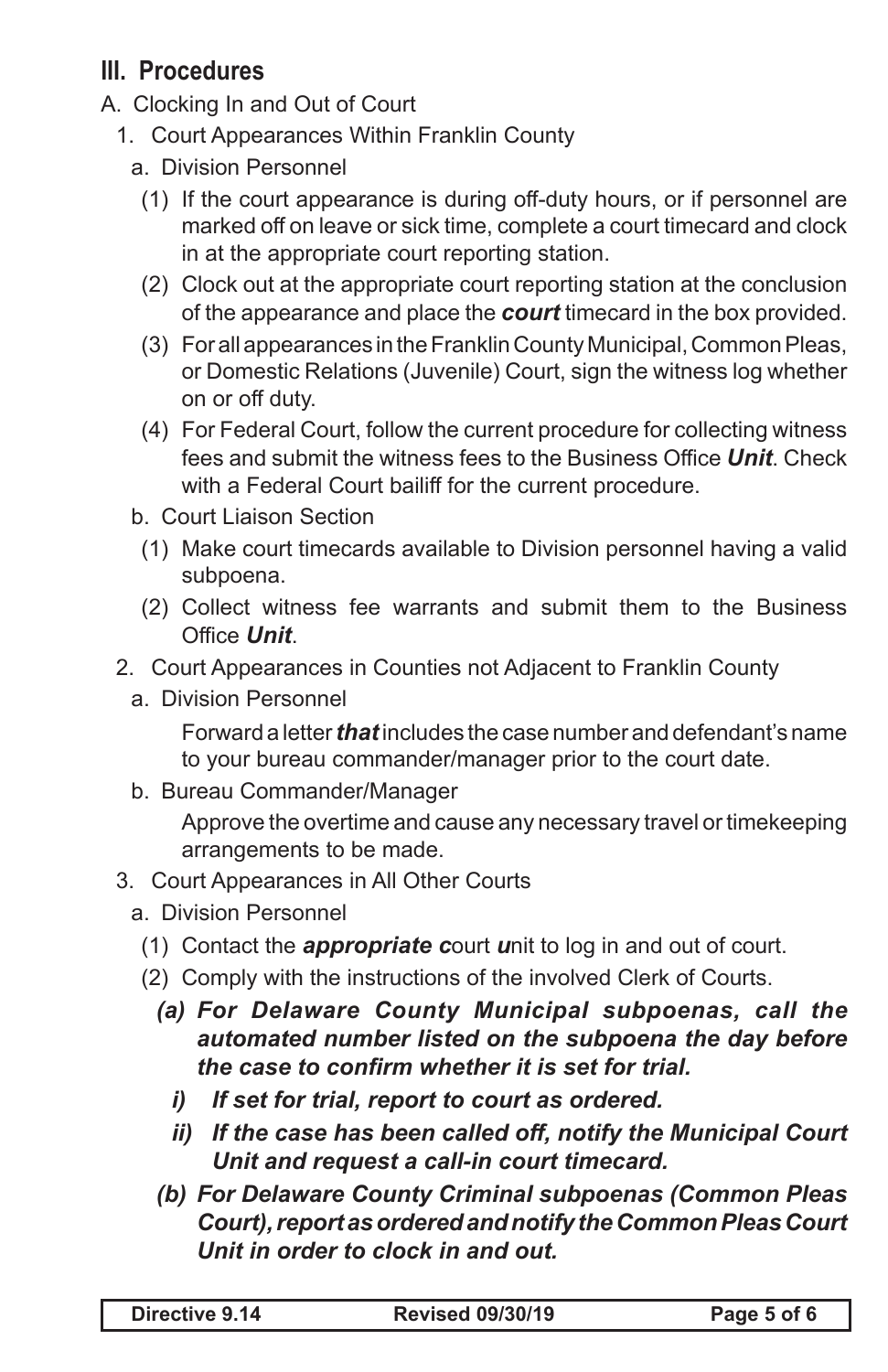## III. Procedures

A. Clocking In and Out of Court

1. Court Appearances Within Franklin County

   a. Division Personnel

      (1) If the court appearance is during off-duty hours, or if personnel are marked off on leave or sick time, complete a court timecard and clock in at the appropriate court reporting station.

      (2) Clock out at the appropriate court reporting station at the conclusion of the appearance and place the ***court*** timecard in the box provided.

      (3) For all appearances in the Franklin County Municipal, Common Pleas, or Domestic Relations (Juvenile) Court, sign the witness log whether on or off duty.

      (4) For Federal Court, follow the current procedure for collecting witness fees and submit the witness fees to the Business Office ***Unit***. Check with a Federal Court bailiff for the current procedure.

   b. Court Liaison Section

      (1) Make court timecards available to Division personnel having a valid subpoena.

      (2) Collect witness fee warrants and submit them to the Business Office ***Unit***.

2. Court Appearances in Counties not Adjacent to Franklin County

   a. Division Personnel

      Forward a letter ***that*** includes the case number and defendant's name to your bureau commander/manager prior to the court date.

   b. Bureau Commander/Manager

      Approve the overtime and cause any necessary travel or timekeeping arrangements to be made.

3. Court Appearances in All Other Courts

   a. Division Personnel

      (1) Contact the ***appropriate c***ourt ***u***nit to log in and out of court.

      (2) Comply with the instructions of the involved Clerk of Courts.

         ***(a) For Delaware County Municipal subpoenas, call the automated number listed on the subpoena the day before the case to confirm whether it is set for trial.***

            ***i) If set for trial, report to court as ordered.***

            ***ii) If the case has been called off, notify the Municipal Court Unit and request a call-in court timecard.***

         ***(b) For Delaware County Criminal subpoenas (Common Pleas Court), report as ordered and notify the Common Pleas Court Unit in order to clock in and out.***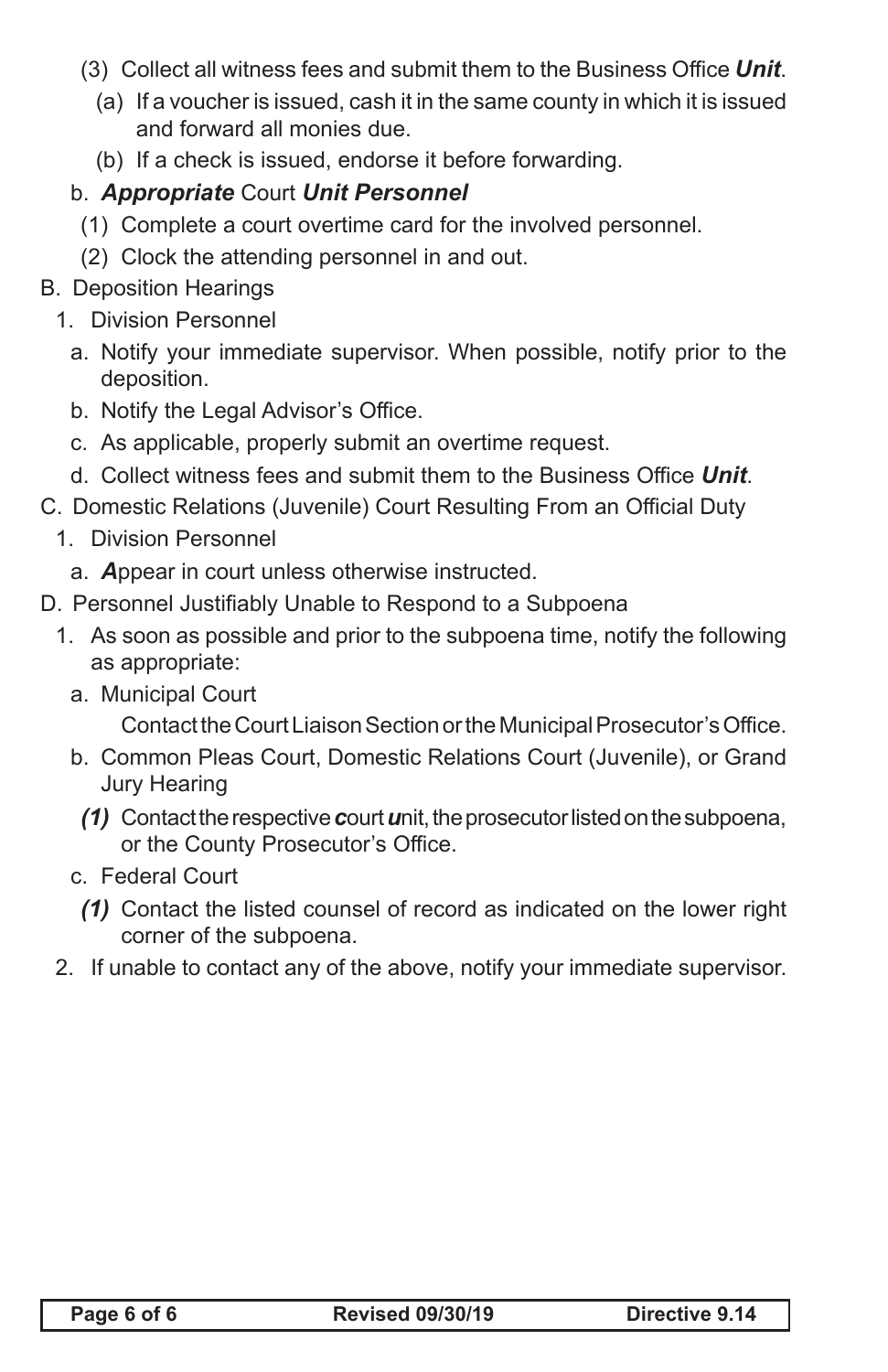(3) Collect all witness fees and submit them to the Business Office ***Unit***.

   (a) If a voucher is issued, cash it in the same county in which it is issued and forward all monies due.

   (b) If a check is issued, endorse it before forwarding.

b. ***Appropriate*** Court ***Unit Personnel***

   (1) Complete a court overtime card for the involved personnel.

   (2) Clock the attending personnel in and out.

B. Deposition Hearings

1. Division Personnel

   a. Notify your immediate supervisor. When possible, notify prior to the deposition.

   b. Notify the Legal Advisor's Office.

   c. As applicable, properly submit an overtime request.

   d. Collect witness fees and submit them to the Business Office ***Unit***.

C. Domestic Relations (Juvenile) Court Resulting From an Official Duty

1. Division Personnel

   a. ***A***ppear in court unless otherwise instructed.

D. Personnel Justifiably Unable to Respond to a Subpoena

1. As soon as possible and prior to the subpoena time, notify the following as appropriate:

   a. Municipal Court

      Contact the Court Liaison Section or the Municipal Prosecutor's Office.

   b. Common Pleas Court, Domestic Relations Court (Juvenile), or Grand Jury Hearing

      ***(1)*** Contact the respective ***c***ourt ***u***nit, the prosecutor listed on the subpoena, or the County Prosecutor's Office.

   c. Federal Court

      ***(1)*** Contact the listed counsel of record as indicated on the lower right corner of the subpoena.

2. If unable to contact any of the above, notify your immediate supervisor.